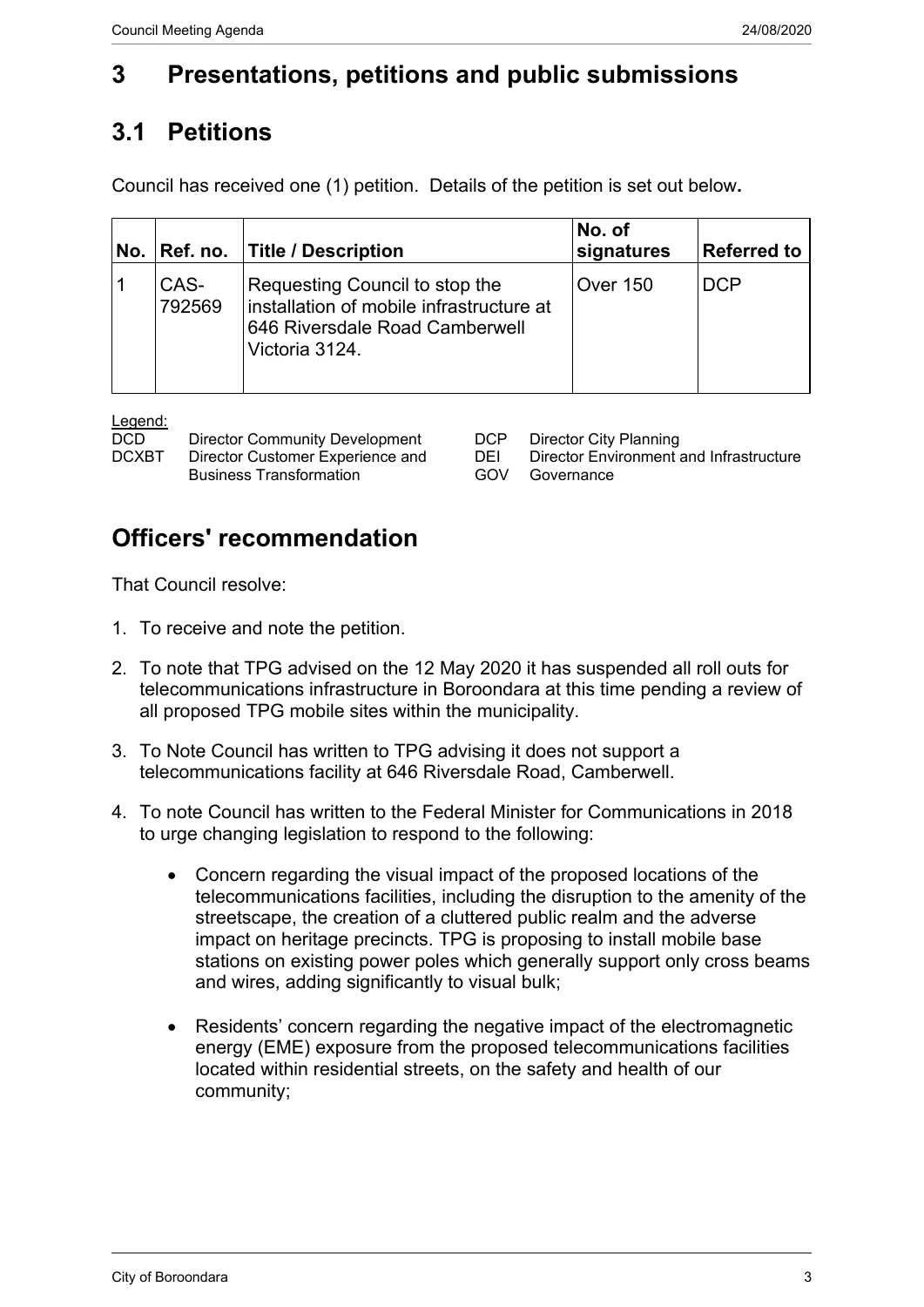# 3 Presentations, petitions and public submissions

## 3.1 Petitions

Council has received one (1) petition. Details of the petition is set out below**.**

| No. | Ref. no. | Title / Description | No. of signatures | Referred to |
|---|---|---|---|---|
| 1 | CAS-792569 | Requesting Council to stop the installation of mobile infrastructure at 646 Riversdale Road Camberwell Victoria 3124. | Over 150 | DCP |

Legend:

| | | | |
|---|---|---|---|
| DCD | Director Community Development | DCP | Director City Planning |
| DCXBT | Director Customer Experience and Business Transformation | DEI | Director Environment and Infrastructure |
| | | GOV | Governance |

## Officers' recommendation

That Council resolve:

1. To receive and note the petition.
2. To note that TPG advised on the 12 May 2020 it has suspended all roll outs for telecommunications infrastructure in Boroondara at this time pending a review of all proposed TPG mobile sites within the municipality.
3. To Note Council has written to TPG advising it does not support a telecommunications facility at 646 Riversdale Road, Camberwell.
4. To note Council has written to the Federal Minister for Communications in 2018 to urge changing legislation to respond to the following:
   - Concern regarding the visual impact of the proposed locations of the telecommunications facilities, including the disruption to the amenity of the streetscape, the creation of a cluttered public realm and the adverse impact on heritage precincts. TPG is proposing to install mobile base stations on existing power poles which generally support only cross beams and wires, adding significantly to visual bulk;
   - Residents' concern regarding the negative impact of the electromagnetic energy (EME) exposure from the proposed telecommunications facilities located within residential streets, on the safety and health of our community;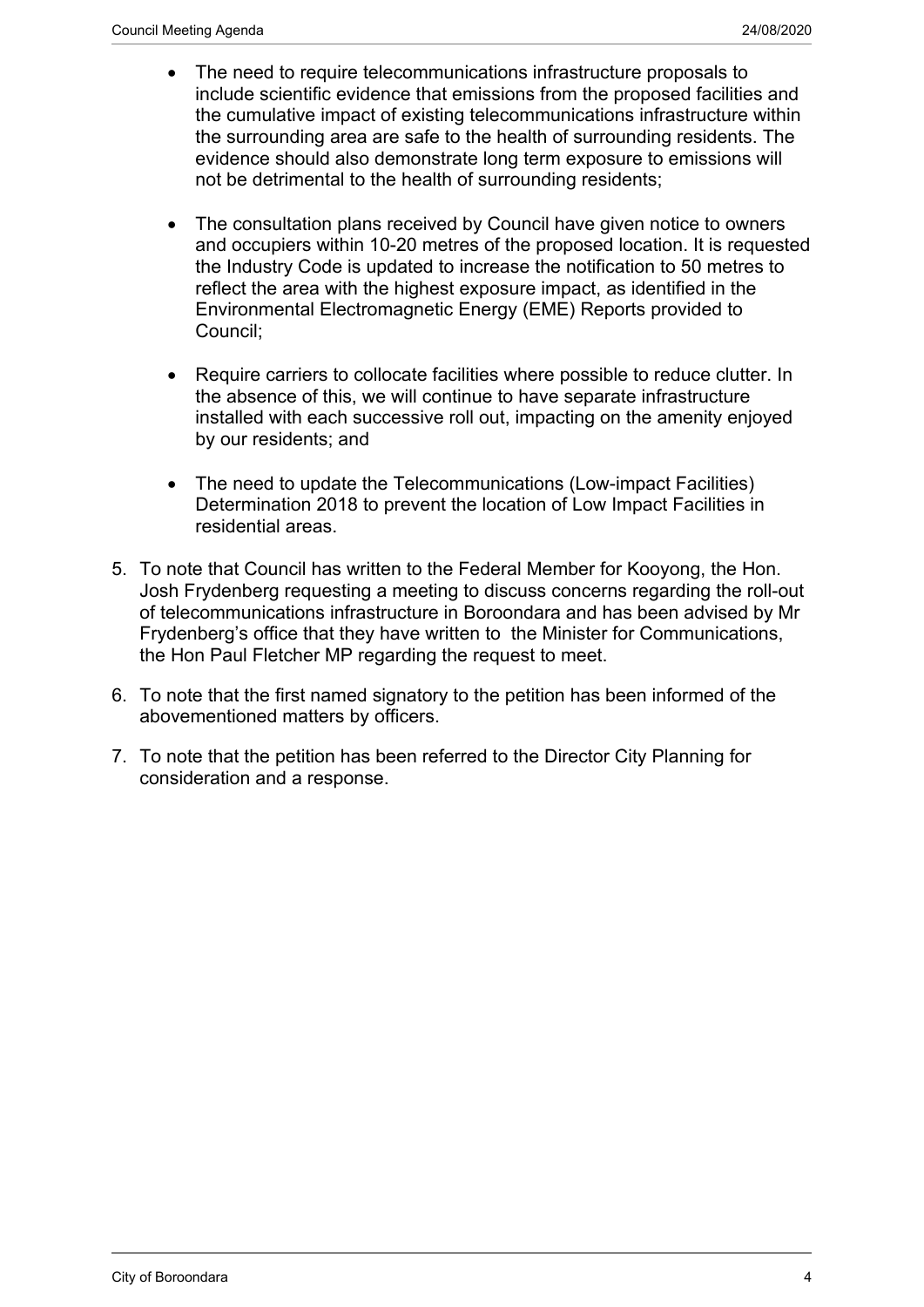- The need to require telecommunications infrastructure proposals to include scientific evidence that emissions from the proposed facilities and the cumulative impact of existing telecommunications infrastructure within the surrounding area are safe to the health of surrounding residents. The evidence should also demonstrate long term exposure to emissions will not be detrimental to the health of surrounding residents;

- The consultation plans received by Council have given notice to owners and occupiers within 10-20 metres of the proposed location. It is requested the Industry Code is updated to increase the notification to 50 metres to reflect the area with the highest exposure impact, as identified in the Environmental Electromagnetic Energy (EME) Reports provided to Council;

- Require carriers to collocate facilities where possible to reduce clutter. In the absence of this, we will continue to have separate infrastructure installed with each successive roll out, impacting on the amenity enjoyed by our residents; and

- The need to update the Telecommunications (Low-impact Facilities) Determination 2018 to prevent the location of Low Impact Facilities in residential areas.

5. To note that Council has written to the Federal Member for Kooyong, the Hon. Josh Frydenberg requesting a meeting to discuss concerns regarding the roll-out of telecommunications infrastructure in Boroondara and has been advised by Mr Frydenberg's office that they have written to the Minister for Communications, the Hon Paul Fletcher MP regarding the request to meet.

6. To note that the first named signatory to the petition has been informed of the abovementioned matters by officers.

7. To note that the petition has been referred to the Director City Planning for consideration and a response.